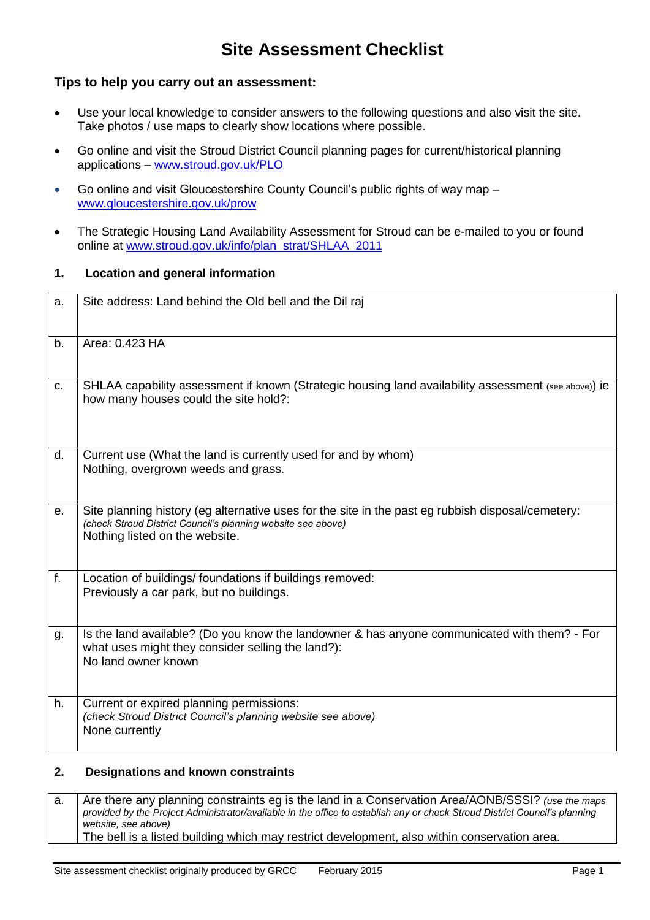# Site Assessment Checklist

### Tips to help you carry out an assessment:

- Use your local knowledge to consider answers to the following questions and also visit the site. Take photos / use maps to clearly show locations where possible.
- Go online and visit the Stroud District Council planning pages for current/historical planning applications – www.stroud.gov.uk/PLO
- Go online and visit Gloucestershire County Council's public rights of way map – www.gloucestershire.gov.uk/prow
- The Strategic Housing Land Availability Assessment for Stroud can be e-mailed to you or found online at www.stroud.gov.uk/info/plan_strat/SHLAA_2011

### 1. Location and general information

| | |
|---|---|
| a. | Site address: Land behind the Old bell and the Dil raj |
| b. | Area: 0.423 HA |
| c. | SHLAA capability assessment if known (Strategic housing land availability assessment (see above)) ie how many houses could the site hold?: |
| d. | Current use (What the land is currently used for and by whom)<br>Nothing, overgrown weeds and grass. |
| e. | Site planning history (eg alternative uses for the site in the past eg rubbish disposal/cemetery:<br>*(check Stroud District Council's planning website see above)*<br>Nothing listed on the website. |
| f. | Location of buildings/ foundations if buildings removed:<br>Previously a car park, but no buildings. |
| g. | Is the land available? (Do you know the landowner & has anyone communicated with them? - For what uses might they consider selling the land?):<br>No land owner known |
| h. | Current or expired planning permissions:<br>*(check Stroud District Council's planning website see above)*<br>None currently |

### 2. Designations and known constraints

| | |
|---|---|
| a. | Are there any planning constraints eg is the land in a Conservation Area/AONB/SSSI? *(use the maps provided by the Project Administrator/available in the office to establish any or check Stroud District Council's planning website, see above)*<br>The bell is a listed building which may restrict development, also within conservation area. |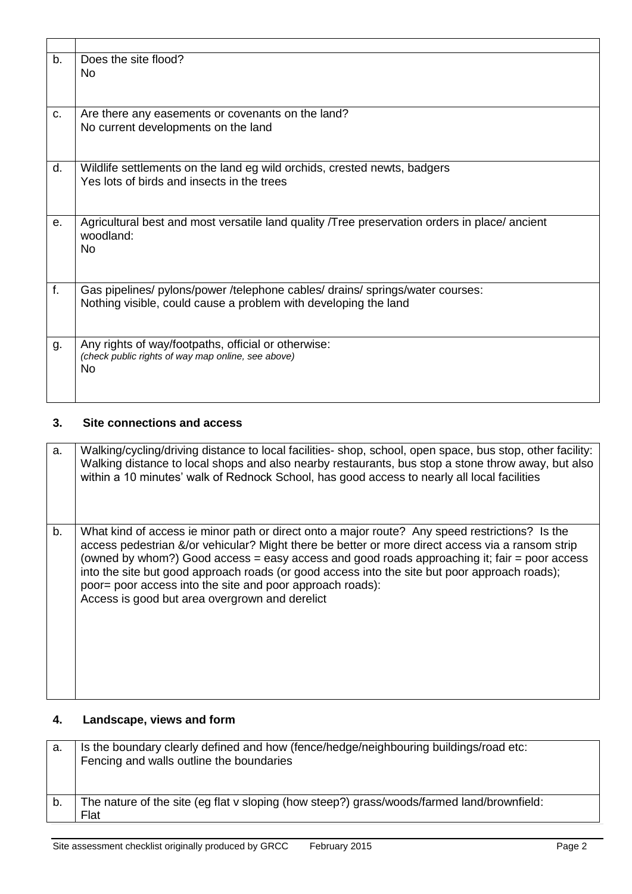| | |
|---|---|
| b. | Does the site flood?<br>No |
| c. | Are there any easements or covenants on the land?<br>No current developments on the land |
| d. | Wildlife settlements on the land eg wild orchids, crested newts, badgers<br>Yes lots of birds and insects in the trees |
| e. | Agricultural best and most versatile land quality /Tree preservation orders in place/ ancient woodland:<br>No |
| f. | Gas pipelines/ pylons/power /telephone cables/ drains/ springs/water courses:<br>Nothing visible, could cause a problem with developing the land |
| g. | Any rights of way/footpaths, official or otherwise:<br>*(check public rights of way map online, see above)*<br>No |

## 3. Site connections and access

| | |
|---|---|
| a. | Walking/cycling/driving distance to local facilities- shop, school, open space, bus stop, other facility:<br>Walking distance to local shops and also nearby restaurants, bus stop a stone throw away, but also within a 10 minutes' walk of Rednock School, has good access to nearly all local facilities |
| b. | What kind of access ie minor path or direct onto a major route? Any speed restrictions? Is the access pedestrian &/or vehicular? Might there be better or more direct access via a ransom strip (owned by whom?) Good access = easy access and good roads approaching it; fair = poor access into the site but good approach roads (or good access into the site but poor approach roads); poor= poor access into the site and poor approach roads):<br>Access is good but area overgrown and derelict |

## 4. Landscape, views and form

| | |
|---|---|
| a. | Is the boundary clearly defined and how (fence/hedge/neighbouring buildings/road etc:<br>Fencing and walls outline the boundaries |
| b. | The nature of the site (eg flat v sloping (how steep?) grass/woods/farmed land/brownfield:<br>Flat |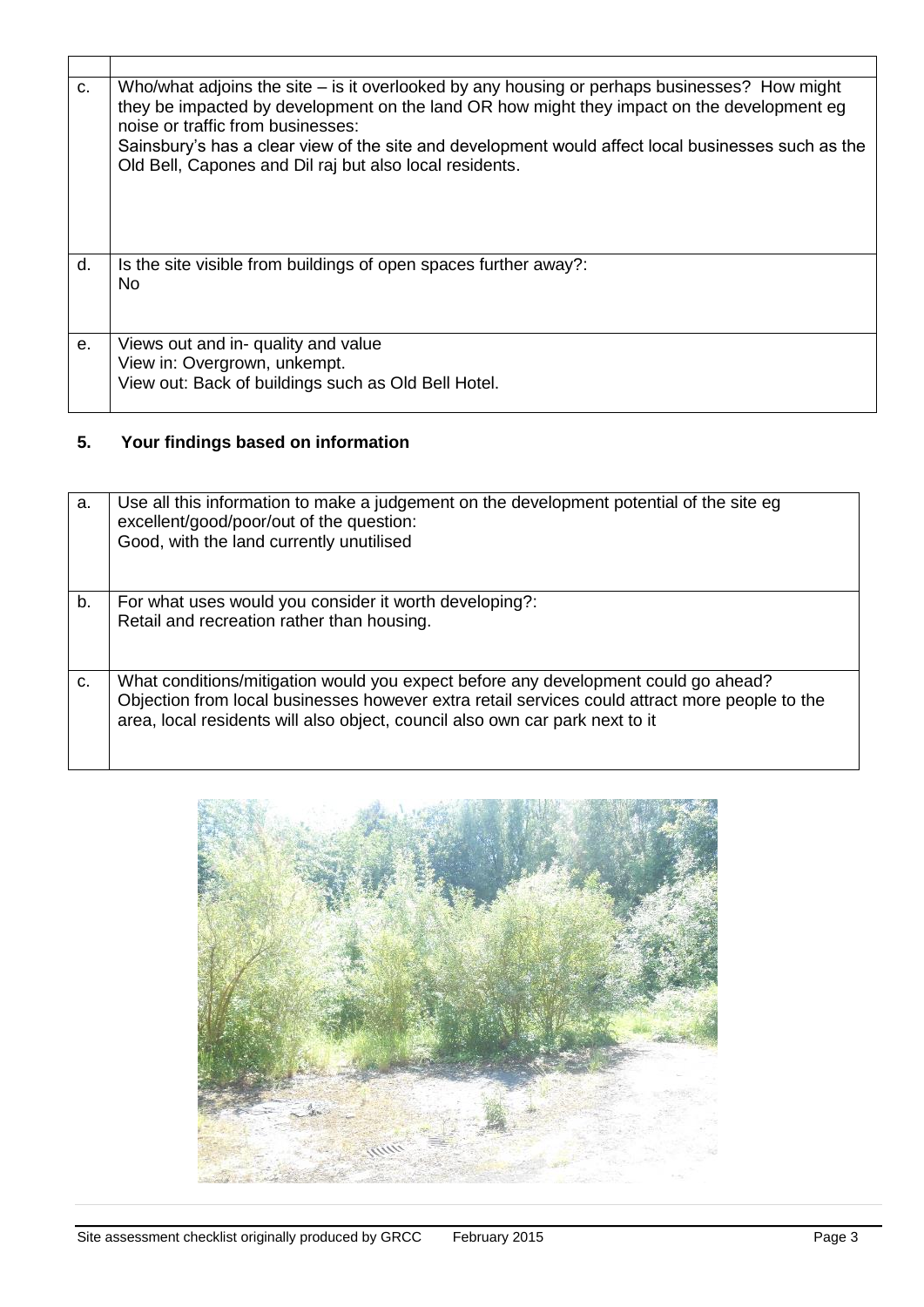| | |
|---|---|
| c. | Who/what adjoins the site – is it overlooked by any housing or perhaps businesses? How might they be impacted by development on the land OR how might they impact on the development eg noise or traffic from businesses:<br>Sainsbury's has a clear view of the site and development would affect local businesses such as the Old Bell, Capones and Dil raj but also local residents. |
| d. | Is the site visible from buildings of open spaces further away?:<br>No |
| e. | Views out and in- quality and value<br>View in: Overgrown, unkempt.<br>View out: Back of buildings such as Old Bell Hotel. |

## 5. Your findings based on information

| | |
|---|---|
| a. | Use all this information to make a judgement on the development potential of the site eg excellent/good/poor/out of the question:<br>Good, with the land currently unutilised |
| b. | For what uses would you consider it worth developing?:<br>Retail and recreation rather than housing. |
| c. | What conditions/mitigation would you expect before any development could go ahead?<br>Objection from local businesses however extra retail services could attract more people to the area, local residents will also object, council also own car park next to it |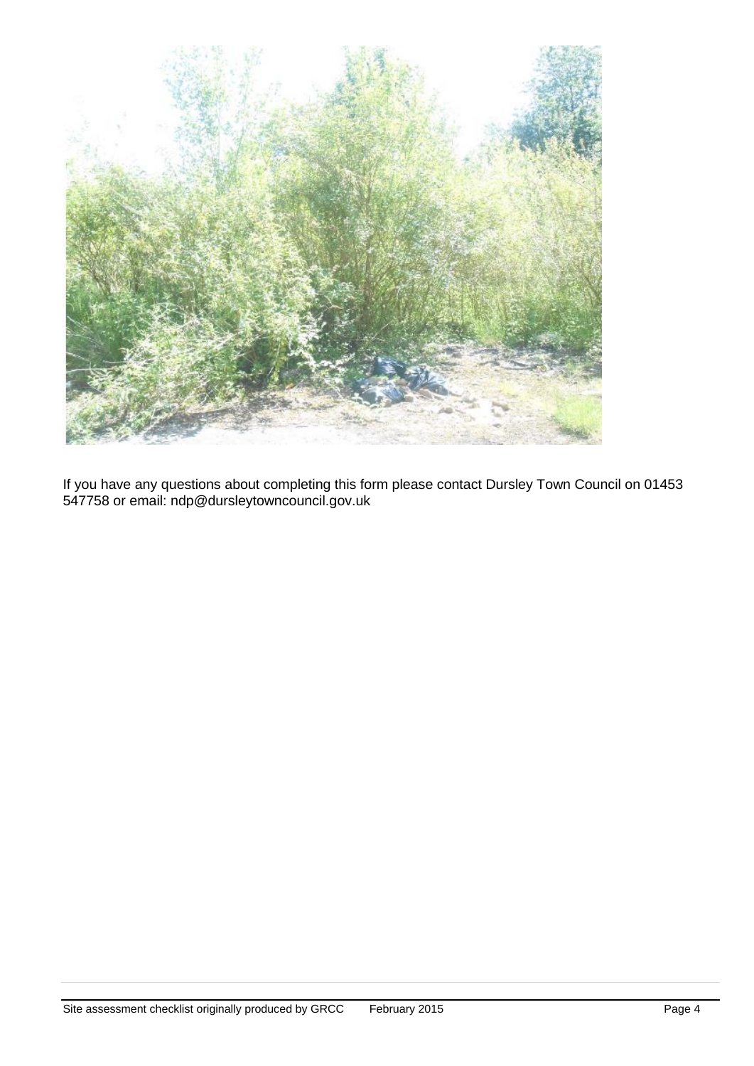If you have any questions about completing this form please contact Dursley Town Council on 01453 547758 or email: ndp@dursleytowncouncil.gov.uk